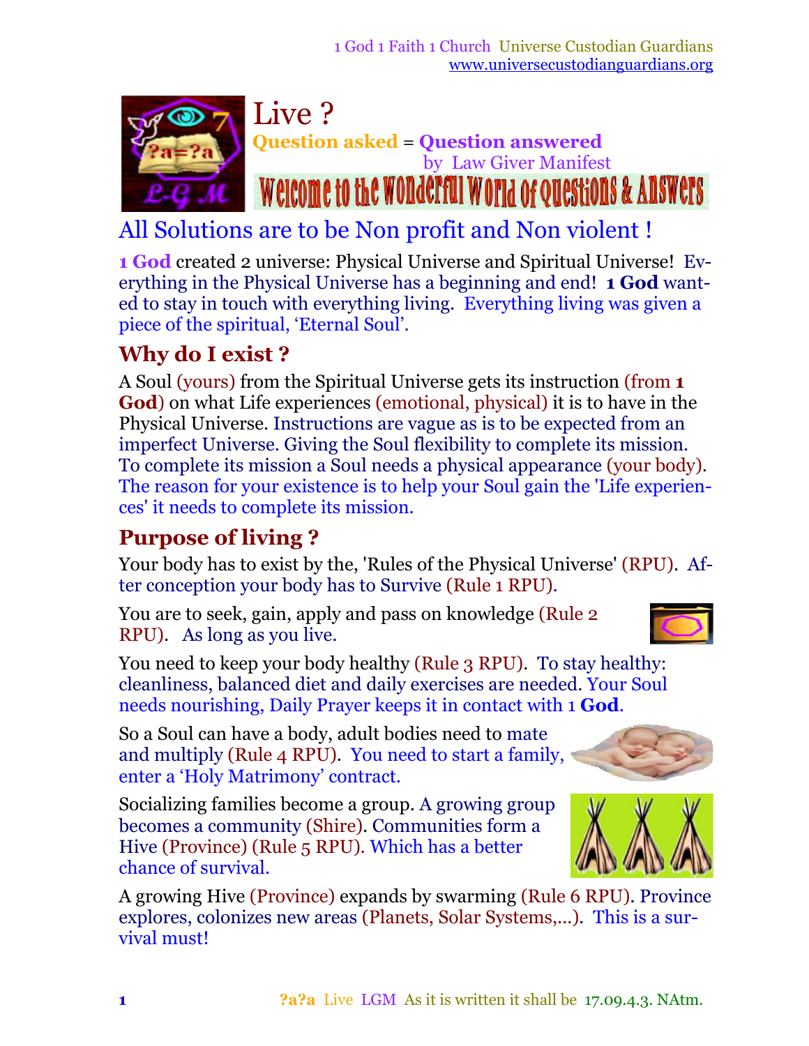1 God 1 Faith 1 Church Universe Custodian Guardians
www.universecustodianguardians.org

# Live ?

**Question asked** = **Question answered**
by Law Giver Manifest

Welcome to the Wonderful World of Questions & Answers

## All Solutions are to be Non profit and Non violent !

**1 God** created 2 universe: Physical Universe and Spiritual Universe! Everything in the Physical Universe has a beginning and end! **1 God** wanted to stay in touch with everything living. Everything living was given a piece of the spiritual, 'Eternal Soul'.

### Why do I exist ?

A Soul (yours) from the Spiritual Universe gets its instruction (from **1 God**) on what Life experiences (emotional, physical) it is to have in the Physical Universe. Instructions are vague as is to be expected from an imperfect Universe. Giving the Soul flexibility to complete its mission. To complete its mission a Soul needs a physical appearance (your body). The reason for your existence is to help your Soul gain the 'Life experiences' it needs to complete its mission.

### Purpose of living ?

Your body has to exist by the, 'Rules of the Physical Universe' (RPU). After conception your body has to Survive (Rule 1 RPU).

You are to seek, gain, apply and pass on knowledge (Rule 2 RPU). As long as you live.

You need to keep your body healthy (Rule 3 RPU). To stay healthy: cleanliness, balanced diet and daily exercises are needed. Your Soul needs nourishing, Daily Prayer keeps it in contact with 1 **God**.

So a Soul can have a body, adult bodies need to mate and multiply (Rule 4 RPU). You need to start a family, enter a 'Holy Matrimony' contract.

Socializing families become a group. A growing group becomes a community (Shire). Communities form a Hive (Province) (Rule 5 RPU). Which has a better chance of survival.

A growing Hive (Province) expands by swarming (Rule 6 RPU). Province explores, colonizes new areas (Planets, Solar Systems,...). This is a survival must!

?a?a Live LGM As it is written it shall be 17.09.4.3. NAtm.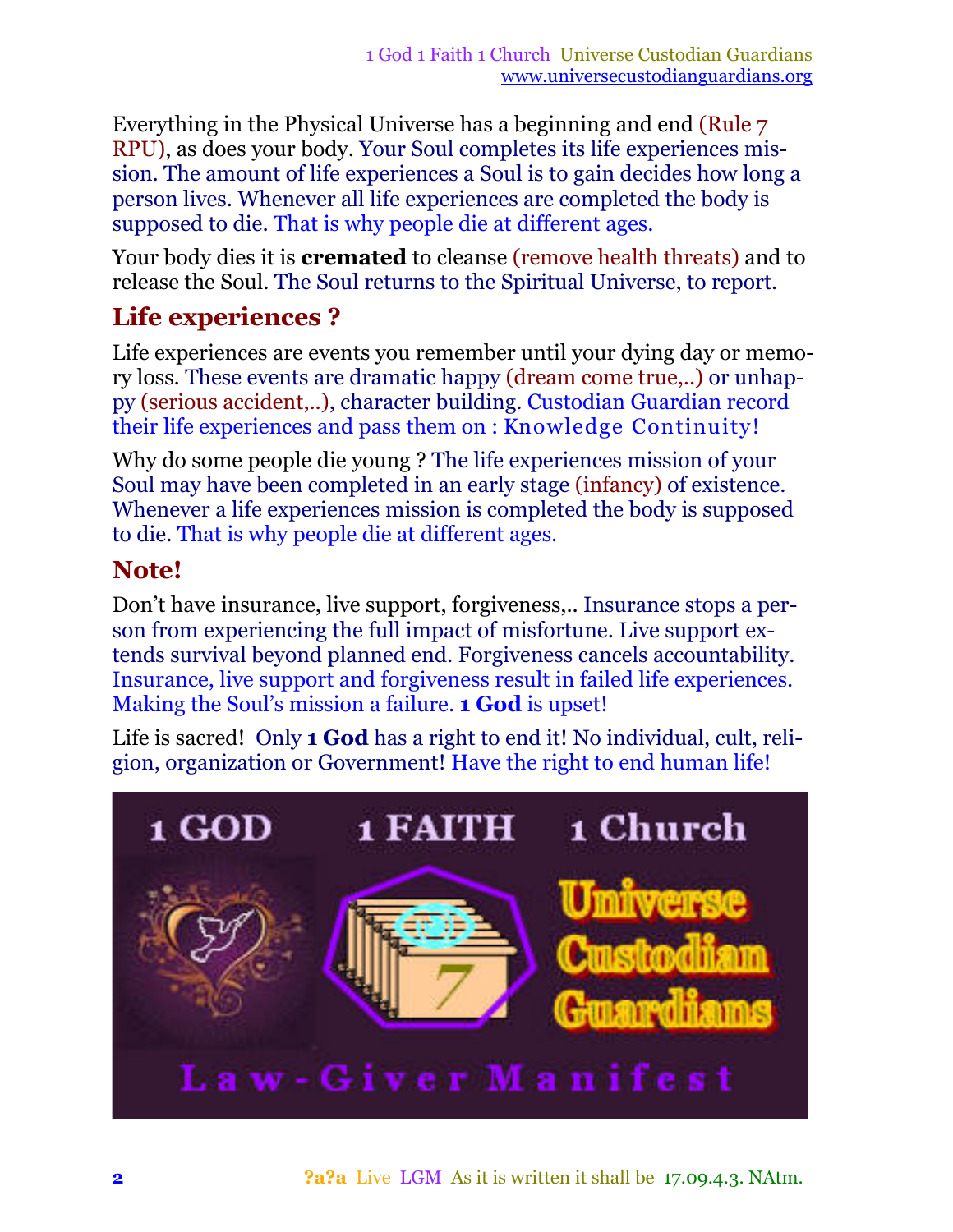Everything in the Physical Universe has a beginning and end (Rule 7 RPU), as does your body. Your Soul completes its life experiences mission. The amount of life experiences a Soul is to gain decides how long a person lives. Whenever all life experiences are completed the body is supposed to die. That is why people die at different ages.

Your body dies it is **cremated** to cleanse (remove health threats) and to release the Soul. The Soul returns to the Spiritual Universe, to report.

## Life experiences ?

Life experiences are events you remember until your dying day or memory loss. These events are dramatic happy (dream come true,..) or unhappy (serious accident,..), character building. Custodian Guardian record their life experiences and pass them on : Knowledge Continuity!

Why do some people die young ? The life experiences mission of your Soul may have been completed in an early stage (infancy) of existence. Whenever a life experiences mission is completed the body is supposed to die. That is why people die at different ages.

## Note!

Don't have insurance, live support, forgiveness,.. Insurance stops a person from experiencing the full impact of misfortune. Live support extends survival beyond planned end. Forgiveness cancels accountability. Insurance, live support and forgiveness result in failed life experiences. Making the Soul's mission a failure. **1 God** is upset!

Life is sacred! Only **1 God** has a right to end it! No individual, cult, religion, organization or Government! Have the right to end human life!

1 GOD 1 FAITH 1 Church

Universe Custodian Guardians

Law-Giver Manifest